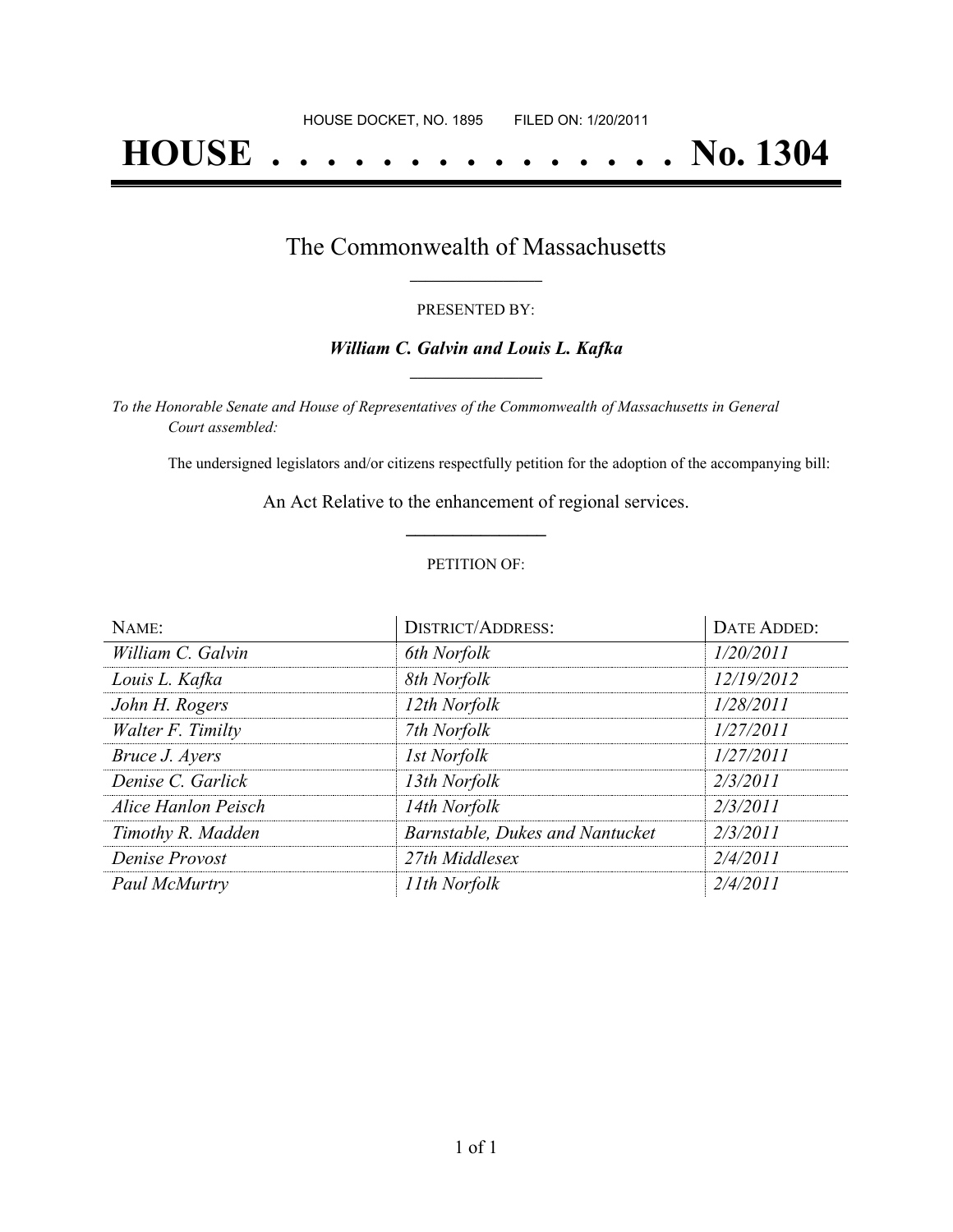HOUSE DOCKET, NO. 1895        FILED ON: 1/20/2011

# HOUSE . . . . . . . . . . . . . . . No. 1304

## The Commonwealth of Massachusetts

PRESENTED BY:

***William C. Galvin and Louis L. Kafka***

*To the Honorable Senate and House of Representatives of the Commonwealth of Massachusetts in General Court assembled:*

The undersigned legislators and/or citizens respectfully petition for the adoption of the accompanying bill:

An Act Relative to the enhancement of regional services.

PETITION OF:

| NAME: | DISTRICT/ADDRESS: | DATE ADDED: |
|---|---|---|
| *William C. Galvin* | *6th Norfolk* | *1/20/2011* |
| *Louis L. Kafka* | *8th Norfolk* | *12/19/2012* |
| *John H. Rogers* | *12th Norfolk* | *1/28/2011* |
| *Walter F. Timilty* | *7th Norfolk* | *1/27/2011* |
| *Bruce J. Ayers* | *1st Norfolk* | *1/27/2011* |
| *Denise C. Garlick* | *13th Norfolk* | *2/3/2011* |
| *Alice Hanlon Peisch* | *14th Norfolk* | *2/3/2011* |
| *Timothy R. Madden* | *Barnstable, Dukes and Nantucket* | *2/3/2011* |
| *Denise Provost* | *27th Middlesex* | *2/4/2011* |
| *Paul McMurtry* | *11th Norfolk* | *2/4/2011* |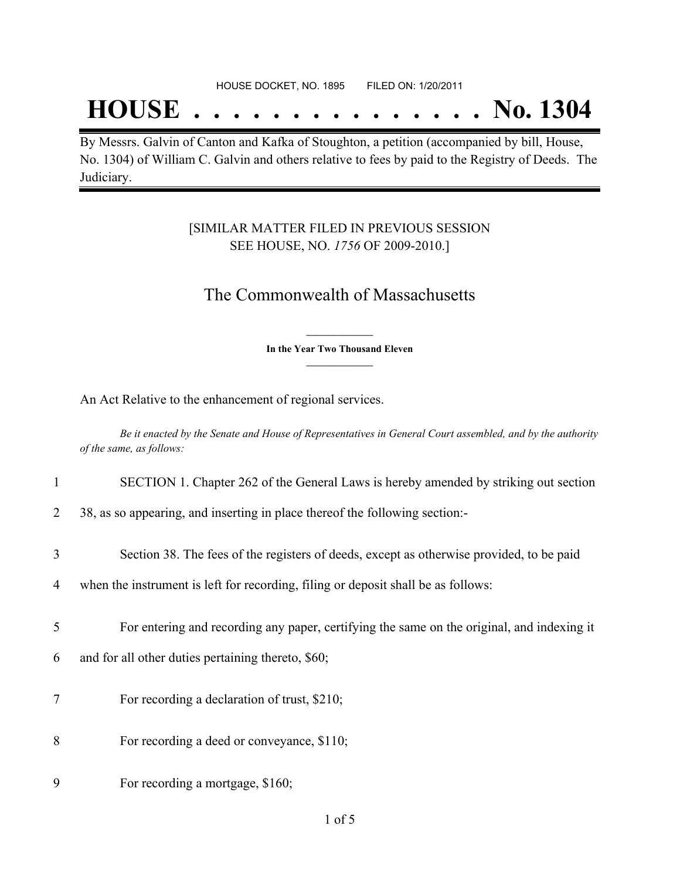HOUSE DOCKET, NO. 1895        FILED ON: 1/20/2011

# HOUSE . . . . . . . . . . . . . . . No. 1304

By Messrs. Galvin of Canton and Kafka of Stoughton, a petition (accompanied by bill, House, No. 1304) of William C. Galvin and others relative to fees by paid to the Registry of Deeds. The Judiciary.

[SIMILAR MATTER FILED IN PREVIOUS SESSION SEE HOUSE, NO. *1756* OF 2009-2010.]

## The Commonwealth of Massachusetts

**In the Year Two Thousand Eleven**

An Act Relative to the enhancement of regional services.

*Be it enacted by the Senate and House of Representatives in General Court assembled, and by the authority of the same, as follows:*

1 SECTION 1. Chapter 262 of the General Laws is hereby amended by striking out section

2 38, as so appearing, and inserting in place thereof the following section:-

3 Section 38. The fees of the registers of deeds, except as otherwise provided, to be paid

4 when the instrument is left for recording, filing or deposit shall be as follows:

5 For entering and recording any paper, certifying the same on the original, and indexing it

6 and for all other duties pertaining thereto, $60;

7 For recording a declaration of trust, $210;

8 For recording a deed or conveyance, $110;

9 For recording a mortgage, $160;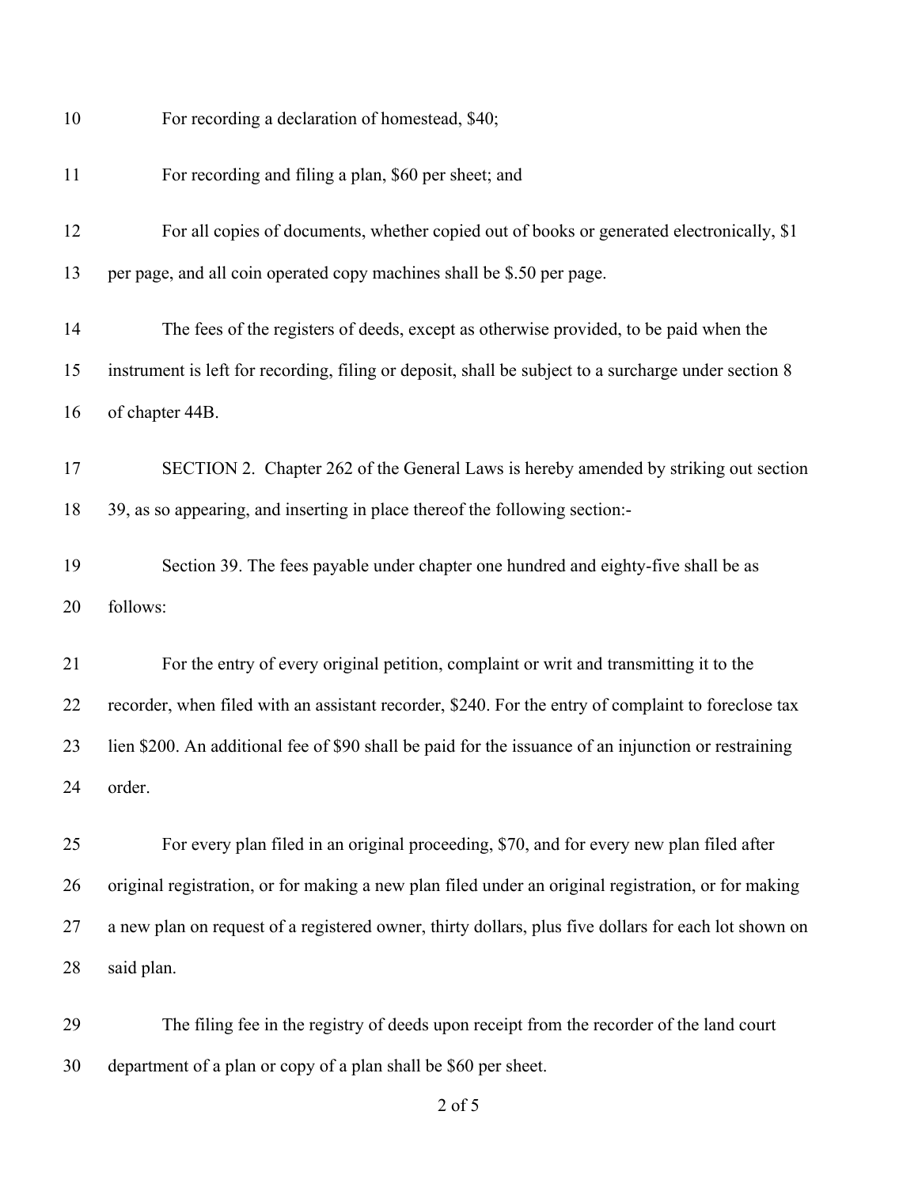For recording a declaration of homestead, $40;

For recording and filing a plan, $60 per sheet; and

For all copies of documents, whether copied out of books or generated electronically, $1 per page, and all coin operated copy machines shall be $.50 per page.

The fees of the registers of deeds, except as otherwise provided, to be paid when the instrument is left for recording, filing or deposit, shall be subject to a surcharge under section 8 of chapter 44B.

SECTION 2. Chapter 262 of the General Laws is hereby amended by striking out section 39, as so appearing, and inserting in place thereof the following section:-

Section 39. The fees payable under chapter one hundred and eighty-five shall be as follows:

For the entry of every original petition, complaint or writ and transmitting it to the recorder, when filed with an assistant recorder, $240. For the entry of complaint to foreclose tax lien $200. An additional fee of $90 shall be paid for the issuance of an injunction or restraining order.

For every plan filed in an original proceeding, $70, and for every new plan filed after original registration, or for making a new plan filed under an original registration, or for making a new plan on request of a registered owner, thirty dollars, plus five dollars for each lot shown on said plan.

The filing fee in the registry of deeds upon receipt from the recorder of the land court department of a plan or copy of a plan shall be $60 per sheet.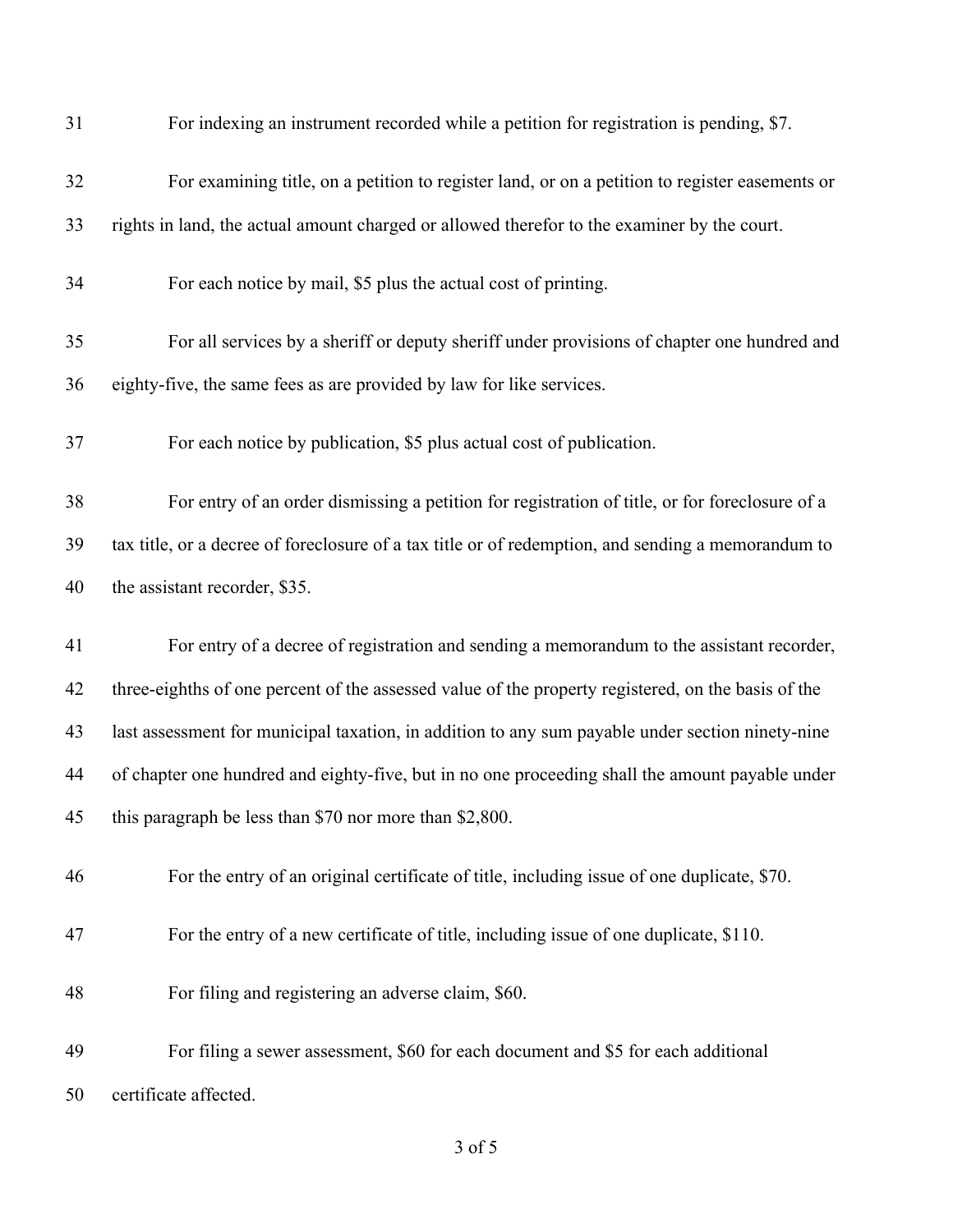For indexing an instrument recorded while a petition for registration is pending, $7.

For examining title, on a petition to register land, or on a petition to register easements or rights in land, the actual amount charged or allowed therefor to the examiner by the court.

For each notice by mail, $5 plus the actual cost of printing.

For all services by a sheriff or deputy sheriff under provisions of chapter one hundred and eighty-five, the same fees as are provided by law for like services.

For each notice by publication, $5 plus actual cost of publication.

For entry of an order dismissing a petition for registration of title, or for foreclosure of a tax title, or a decree of foreclosure of a tax title or of redemption, and sending a memorandum to the assistant recorder, $35.

For entry of a decree of registration and sending a memorandum to the assistant recorder, three-eighths of one percent of the assessed value of the property registered, on the basis of the last assessment for municipal taxation, in addition to any sum payable under section ninety-nine of chapter one hundred and eighty-five, but in no one proceeding shall the amount payable under this paragraph be less than $70 nor more than $2,800.

For the entry of an original certificate of title, including issue of one duplicate, $70.

For the entry of a new certificate of title, including issue of one duplicate, $110.

For filing and registering an adverse claim, $60.

For filing a sewer assessment, $60 for each document and $5 for each additional certificate affected.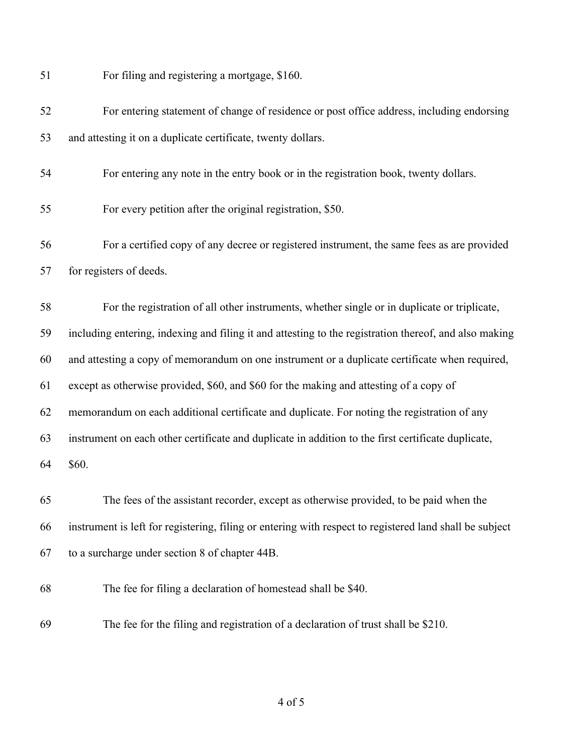For filing and registering a mortgage, $160.

For entering statement of change of residence or post office address, including endorsing and attesting it on a duplicate certificate, twenty dollars.

For entering any note in the entry book or in the registration book, twenty dollars.

For every petition after the original registration, $50.

For a certified copy of any decree or registered instrument, the same fees as are provided for registers of deeds.

For the registration of all other instruments, whether single or in duplicate or triplicate, including entering, indexing and filing it and attesting to the registration thereof, and also making and attesting a copy of memorandum on one instrument or a duplicate certificate when required, except as otherwise provided, $60, and $60 for the making and attesting of a copy of memorandum on each additional certificate and duplicate. For noting the registration of any instrument on each other certificate and duplicate in addition to the first certificate duplicate, $60.

The fees of the assistant recorder, except as otherwise provided, to be paid when the instrument is left for registering, filing or entering with respect to registered land shall be subject to a surcharge under section 8 of chapter 44B.

The fee for filing a declaration of homestead shall be $40.

The fee for the filing and registration of a declaration of trust shall be $210.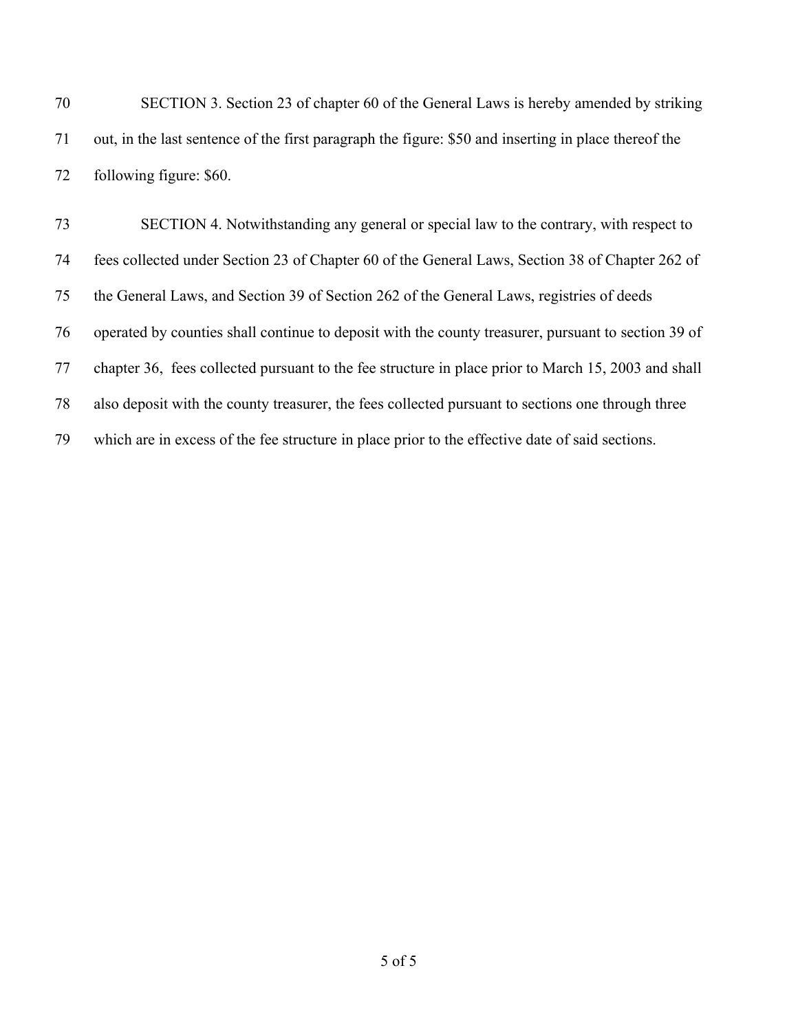SECTION 3. Section 23 of chapter 60 of the General Laws is hereby amended by striking out, in the last sentence of the first paragraph the figure: $50 and inserting in place thereof the following figure: $60.

SECTION 4. Notwithstanding any general or special law to the contrary, with respect to fees collected under Section 23 of Chapter 60 of the General Laws, Section 38 of Chapter 262 of the General Laws, and Section 39 of Section 262 of the General Laws, registries of deeds operated by counties shall continue to deposit with the county treasurer, pursuant to section 39 of chapter 36, fees collected pursuant to the fee structure in place prior to March 15, 2003 and shall also deposit with the county treasurer, the fees collected pursuant to sections one through three which are in excess of the fee structure in place prior to the effective date of said sections.